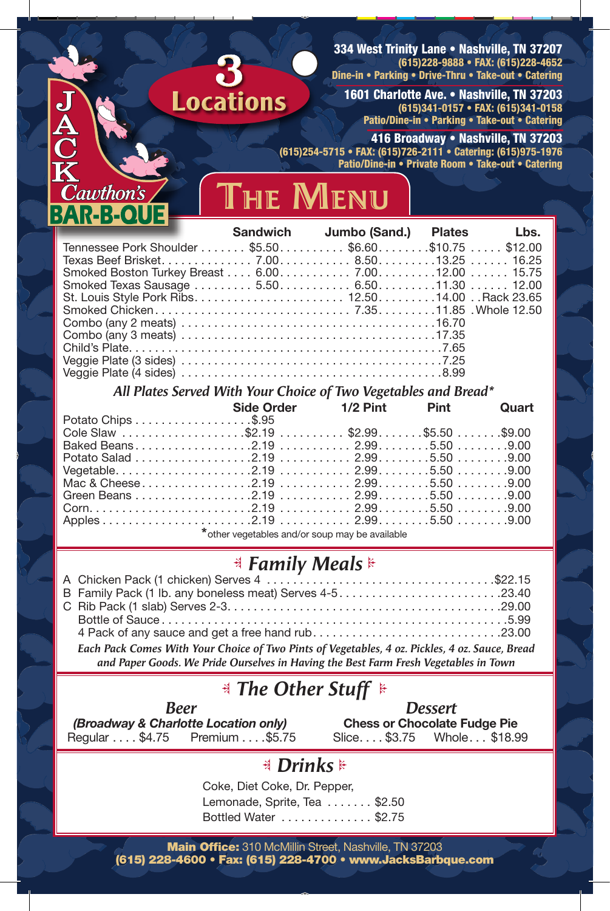# Jack Cawthon's BAR-B-QUE

## 3 Locations

**334 West Trinity Lane • Nashville, TN 37207**
(615)228-9888 • FAX: (615)228-4652
Dine-in • Parking • Drive-Thru • Take-out • Catering

**1601 Charlotte Ave. • Nashville, TN 37203**
(615)341-0157 • FAX: (615)341-0158
Patio/Dine-in • Parking • Take-out • Catering

**416 Broadway • Nashville, TN 37203**
(615)254-5715 • FAX: (615)726-2111 • Catering: (615)975-1976
Patio/Dine-in • Private Room • Take-out • Catering

## The Menu

| | Sandwich | Jumbo (Sand.) | Plates | Lbs. |
|---|---|---|---|---|
| Tennessee Pork Shoulder | $5.50 | $6.60 | $10.75 | $12.00 |
| Texas Beef Brisket | 7.00 | 8.50 | 13.25 | 16.25 |
| Smoked Boston Turkey Breast | 6.00 | 7.00 | 12.00 | 15.75 |
| Smoked Texas Sausage | 5.50 | 6.50 | 11.30 | 12.00 |
| St. Louis Style Pork Ribs | | 12.50 | 14.00 | Rack 23.65 |
| Smoked Chicken | | 7.35 | 11.85 | Whole 12.50 |
| Combo (any 2 meats) | | | 16.70 | |
| Combo (any 3 meats) | | | 17.35 | |
| Child's Plate | | | 7.65 | |
| Veggie Plate (3 sides) | | | 7.25 | |
| Veggie Plate (4 sides) | | | 8.99 | |

*All Plates Served With Your Choice of Two Vegetables and Bread**

| | Side Order | 1/2 Pint | Pint | Quart |
|---|---|---|---|---|
| Potato Chips | $.95 | | | |
| Cole Slaw | $2.19 | $2.99 | $5.50 | $9.00 |
| Baked Beans | 2.19 | 2.99 | 5.50 | 9.00 |
| Potato Salad | 2.19 | 2.99 | 5.50 | 9.00 |
| Vegetable | 2.19 | 2.99 | 5.50 | 9.00 |
| Mac & Cheese | 2.19 | 2.99 | 5.50 | 9.00 |
| Green Beans | 2.19 | 2.99 | 5.50 | 9.00 |
| Corn | 2.19 | 2.99 | 5.50 | 9.00 |
| Apples | 2.19 | 2.99 | 5.50 | 9.00 |

*other vegetables and/or soup may be available

## Family Meals

- A Chicken Pack (1 chicken) Serves 4 .......... $22.15
- B Family Pack (1 lb. any boneless meat) Serves 4-5 .......... 23.40
- C Rib Pack (1 slab) Serves 2-3 .......... 29.00
- Bottle of Sauce .......... 5.99
- 4 Pack of any sauce and get a free hand rub .......... 23.00

*Each Pack Comes With Your Choice of Two Pints of Vegetables, 4 oz. Pickles, 4 oz. Sauce, Bread and Paper Goods. We Pride Ourselves in Having the Best Farm Fresh Vegetables in Town*

## The Other Stuff

### Beer
***(Broadway & Charlotte Location only)***
Regular .... $4.75 Premium .... $5.75

### Dessert
**Chess or Chocolate Fudge Pie**
Slice.... $3.75 Whole... $18.99

## Drinks

Coke, Diet Coke, Dr. Pepper,
Lemonade, Sprite, Tea ....... $2.50
Bottled Water .............. $2.75

**Main Office:** 310 McMillin Street, Nashville, TN 37203
**(615) 228-4600 • Fax: (615) 228-4700 • www.JacksBarbque.com**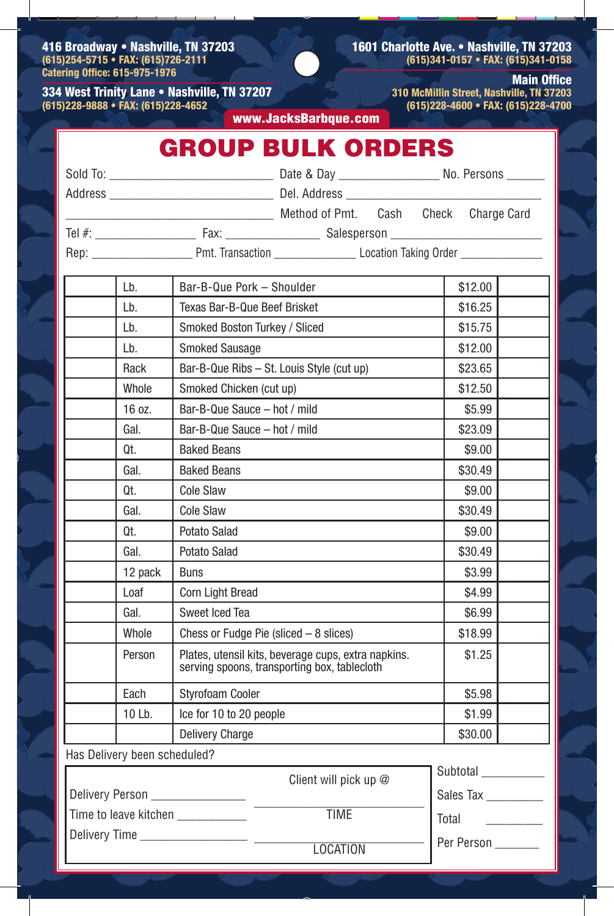416 Broadway • Nashville, TN 37203
(615)254-5715 • FAX: (615)726-2111
Catering Office: 615-975-1976

334 West Trinity Lane • Nashville, TN 37207
(615)228-9888 • FAX: (615)228-4652

1601 Charlotte Ave. • Nashville, TN 37203
(615)341-0157 • FAX: (615)341-0158

**Main Office**
310 McMillin Street, Nashville, TN 37203
(615)228-4600 • FAX: (615)228-4700

www.JacksBarbque.com

# GROUP BULK ORDERS

Sold To: ______________________ Date & Day ______________ No. Persons ______

Address ______________________ Del. Address ____________________________

______________________________ Method of Pmt. Cash Check Charge Card

Tel #: ______________ Fax: ______________ Salesperson ______________________

Rep: ______________ Pmt. Transaction ____________ Location Taking Order ____________

| | | | | |
|---|---|---|---|---|
| | Lb. | Bar-B-Que Pork – Shoulder | $12.00 | |
| | Lb. | Texas Bar-B-Que Beef Brisket | $16.25 | |
| | Lb. | Smoked Boston Turkey / Sliced | $15.75 | |
| | Lb. | Smoked Sausage | $12.00 | |
| | Rack | Bar-B-Que Ribs – St. Louis Style (cut up) | $23.65 | |
| | Whole | Smoked Chicken (cut up) | $12.50 | |
| | 16 oz. | Bar-B-Que Sauce – hot / mild | $5.99 | |
| | Gal. | Bar-B-Que Sauce – hot / mild | $23.09 | |
| | Qt. | Baked Beans | $9.00 | |
| | Gal. | Baked Beans | $30.49 | |
| | Qt. | Cole Slaw | $9.00 | |
| | Gal. | Cole Slaw | $30.49 | |
| | Qt. | Potato Salad | $9.00 | |
| | Gal. | Potato Salad | $30.49 | |
| | 12 pack | Buns | $3.99 | |
| | Loaf | Corn Light Bread | $4.99 | |
| | Gal. | Sweet Iced Tea | $6.99 | |
| | Whole | Chess or Fudge Pie (sliced – 8 slices) | $18.99 | |
| | Person | Plates, utensil kits, beverage cups, extra napkins. serving spoons, transporting box, tablecloth | $1.25 | |
| | Each | Styrofoam Cooler | $5.98 | |
| | 10 Lb. | Ice for 10 to 20 people | $1.99 | |
| | | Delivery Charge | $30.00 | |

Has Delivery been scheduled?

Delivery Person ______________

Time to leave kitchen ___________

Delivery Time ________________

Client will pick up @

______________________
TIME

______________________
LOCATION

Subtotal __________

Sales Tax _________

Total _________

Per Person _______